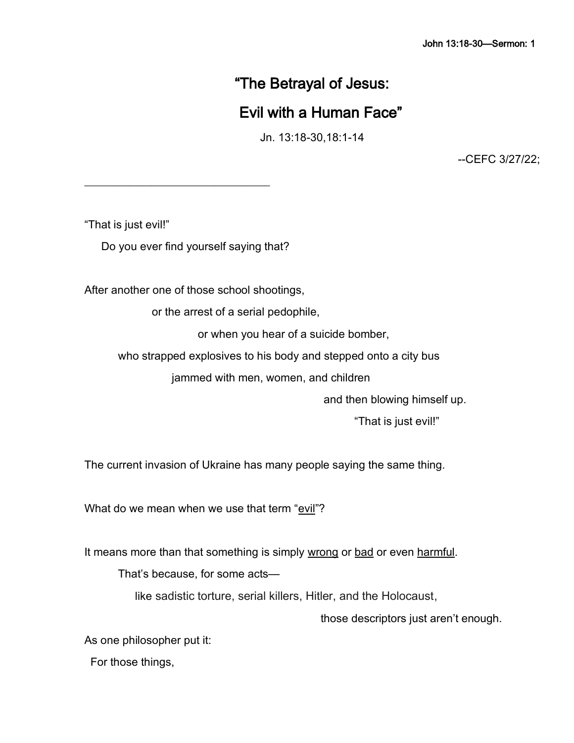# "The Betrayal of Jesus: Evil with a Human Face"

Jn. 13:18-30,18:1-14

--CEFC 3/27/22;

______________________________

"That is just evil!"

Do you ever find yourself saying that?

After another one of those school shootings,

or the arrest of a serial pedophile,

or when you hear of a suicide bomber,

who strapped explosives to his body and stepped onto a city bus

jammed with men, women, and children

and then blowing himself up.

"That is just evil!"

The current invasion of Ukraine has many people saying the same thing.

What do we mean when we use that term "<u>evil</u>"?

It means more than that something is simply <u>wrong</u> or <u>bad</u> or even <u>harmful</u>.

That's because, for some acts—

like sadistic torture, serial killers, Hitler, and the Holocaust,

those descriptors just aren't enough.

As one philosopher put it:

For those things,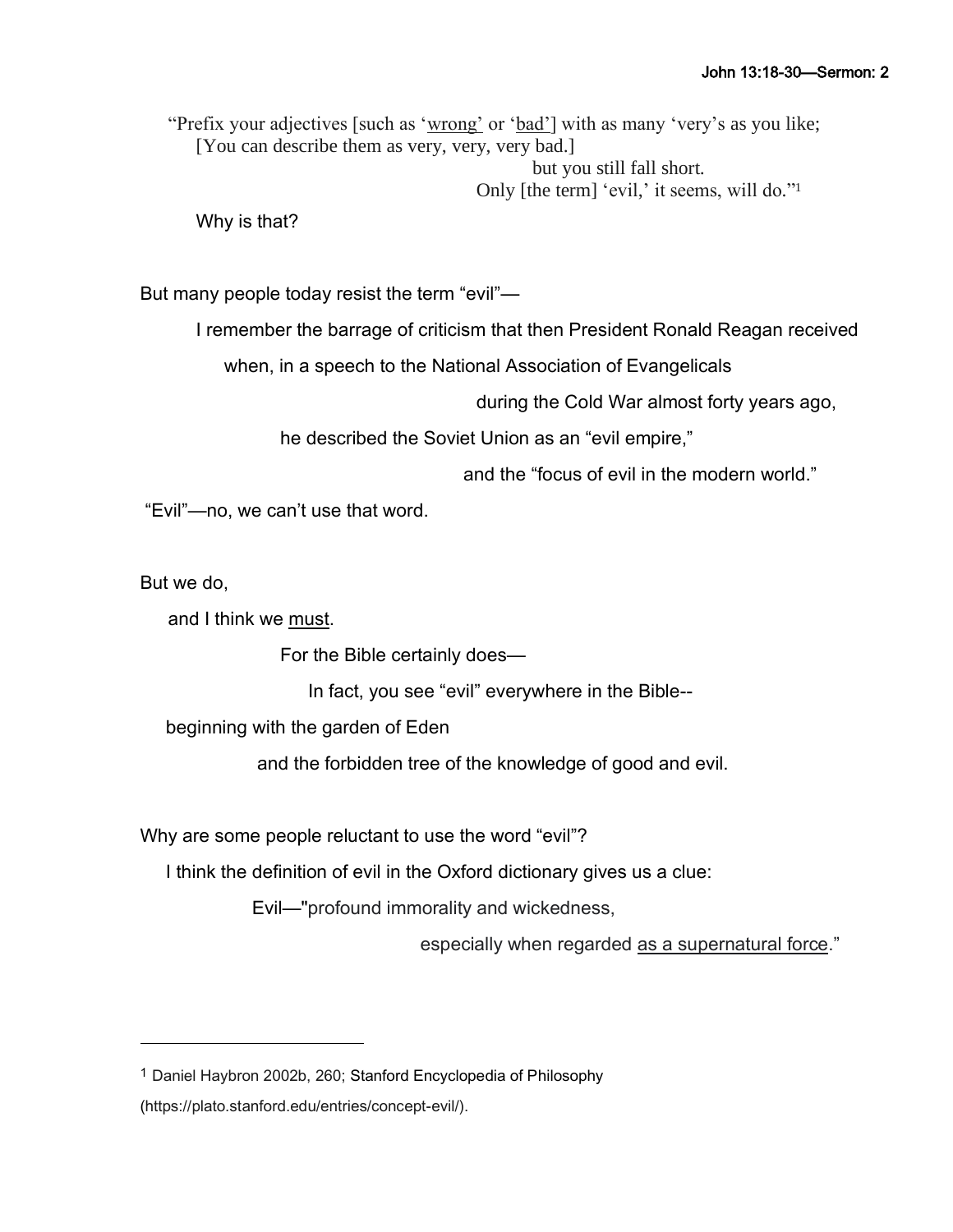"Prefix your adjectives [such as '<u>wrong</u>' or '<u>bad</u>'] with as many 'very's as you like;
[You can describe them as very, very, very bad.]
but you still fall short.
Only [the term] 'evil,' it seems, will do."[1]

Why is that?

But many people today resist the term "evil"—

I remember the barrage of criticism that then President Ronald Reagan received

when, in a speech to the National Association of Evangelicals

during the Cold War almost forty years ago,

he described the Soviet Union as an "evil empire,"

and the "focus of evil in the modern world."

"Evil"—no, we can't use that word.

But we do,

and I think we <u>must</u>.

For the Bible certainly does—

In fact, you see "evil" everywhere in the Bible--

beginning with the garden of Eden

and the forbidden tree of the knowledge of good and evil.

Why are some people reluctant to use the word "evil"?

I think the definition of evil in the Oxford dictionary gives us a clue:

Evil—"profound immorality and wickedness,

especially when regarded <u>as a supernatural force</u>."

---

[1] Daniel Haybron 2002b, 260; Stanford Encyclopedia of Philosophy (https://plato.stanford.edu/entries/concept-evil/).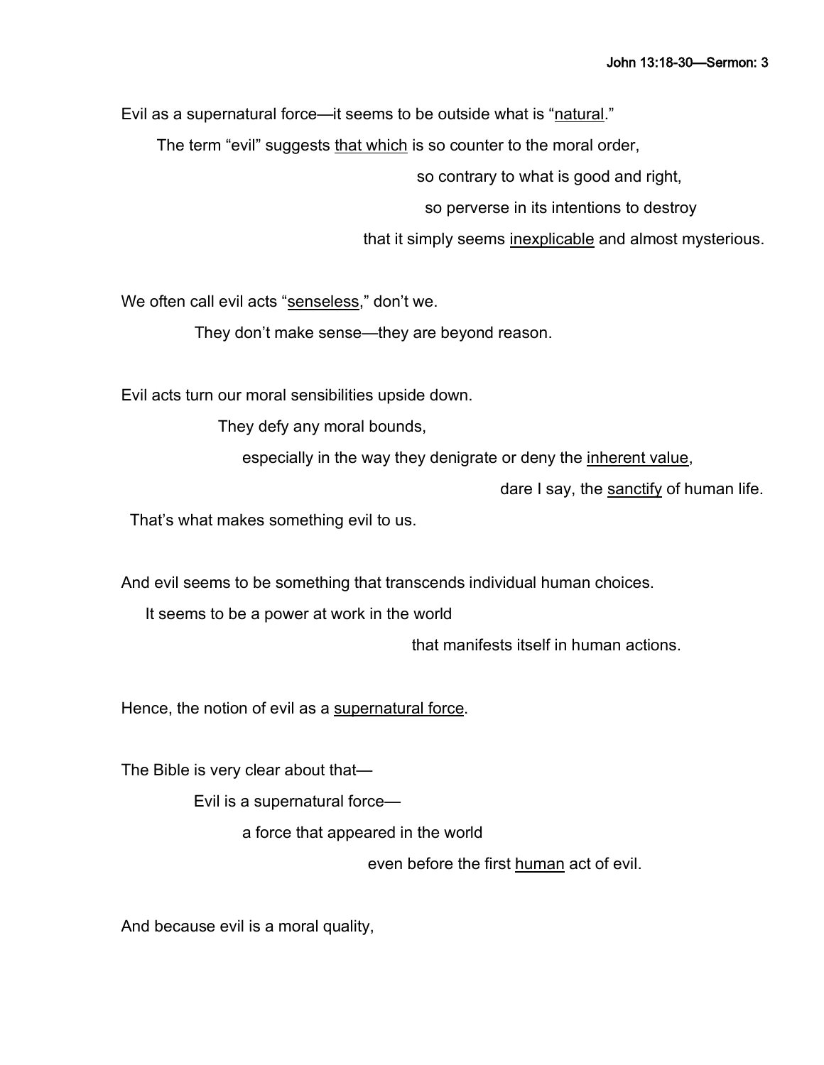Evil as a supernatural force—it seems to be outside what is "<u>natural</u>."

The term "evil" suggests <u>that which</u> is so counter to the moral order,

so contrary to what is good and right,

so perverse in its intentions to destroy

that it simply seems <u>inexplicable</u> and almost mysterious.

We often call evil acts "<u>senseless</u>," don't we.

They don't make sense—they are beyond reason.

Evil acts turn our moral sensibilities upside down.

They defy any moral bounds,

especially in the way they denigrate or deny the <u>inherent value</u>,

dare I say, the <u>sanctify</u> of human life.

That's what makes something evil to us.

And evil seems to be something that transcends individual human choices.

It seems to be a power at work in the world

that manifests itself in human actions.

Hence, the notion of evil as a <u>supernatural force</u>.

The Bible is very clear about that—

Evil is a supernatural force—

a force that appeared in the world

even before the first <u>human</u> act of evil.

And because evil is a moral quality,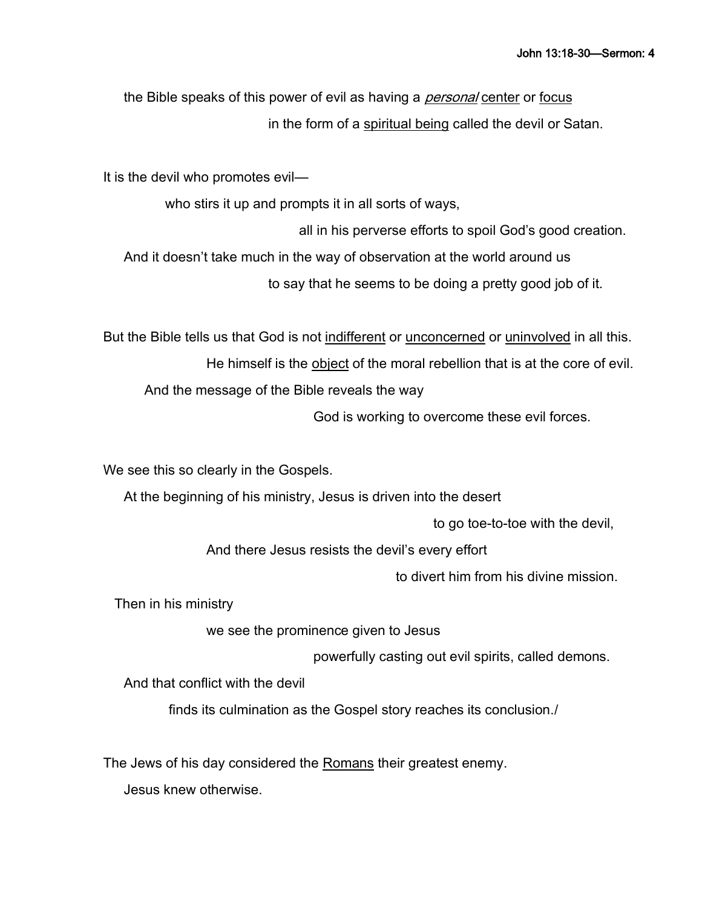the Bible speaks of this power of evil as having a *personal* center or focus
in the form of a spiritual being called the devil or Satan.

It is the devil who promotes evil—
who stirs it up and prompts it in all sorts of ways,
all in his perverse efforts to spoil God's good creation.
And it doesn't take much in the way of observation at the world around us
to say that he seems to be doing a pretty good job of it.

But the Bible tells us that God is not indifferent or unconcerned or uninvolved in all this.
He himself is the object of the moral rebellion that is at the core of evil.
And the message of the Bible reveals the way
God is working to overcome these evil forces.

We see this so clearly in the Gospels.
At the beginning of his ministry, Jesus is driven into the desert
to go toe-to-toe with the devil,
And there Jesus resists the devil's every effort
to divert him from his divine mission.
Then in his ministry
we see the prominence given to Jesus
powerfully casting out evil spirits, called demons.
And that conflict with the devil
finds its culmination as the Gospel story reaches its conclusion./

The Jews of his day considered the Romans their greatest enemy.
Jesus knew otherwise.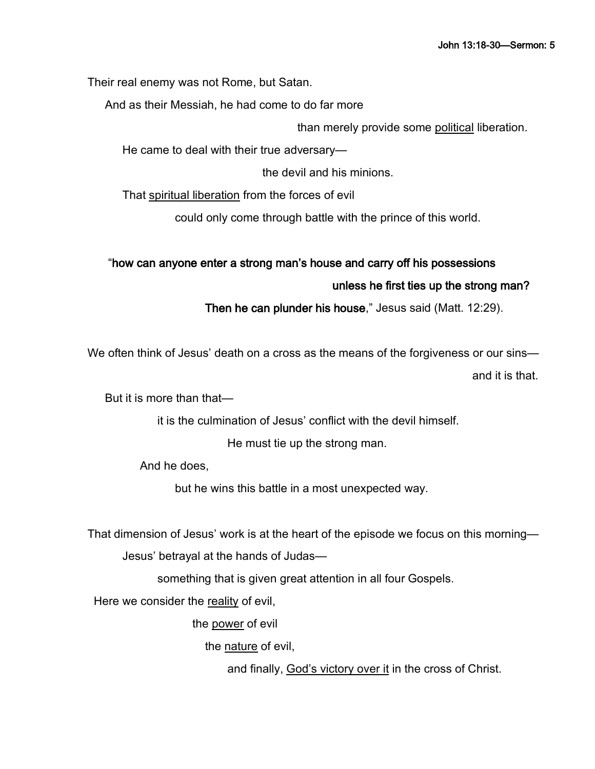Their real enemy was not Rome, but Satan.

And as their Messiah, he had come to do far more

than merely provide some <u>political</u> liberation.

He came to deal with their true adversary—

the devil and his minions.

That <u>spiritual liberation</u> from the forces of evil

could only come through battle with the prince of this world.

"**how can anyone enter a strong man's house and carry off his possessions**

**unless he first ties up the strong man?**

**Then he can plunder his house**," Jesus said (Matt. 12:29).

We often think of Jesus' death on a cross as the means of the forgiveness or our sins—

and it is that.

But it is more than that—

it is the culmination of Jesus' conflict with the devil himself.

He must tie up the strong man.

And he does,

but he wins this battle in a most unexpected way.

That dimension of Jesus' work is at the heart of the episode we focus on this morning—

Jesus' betrayal at the hands of Judas—

something that is given great attention in all four Gospels.

Here we consider the <u>reality</u> of evil,

the <u>power</u> of evil

the <u>nature</u> of evil,

and finally, <u>God's victory over it</u> in the cross of Christ.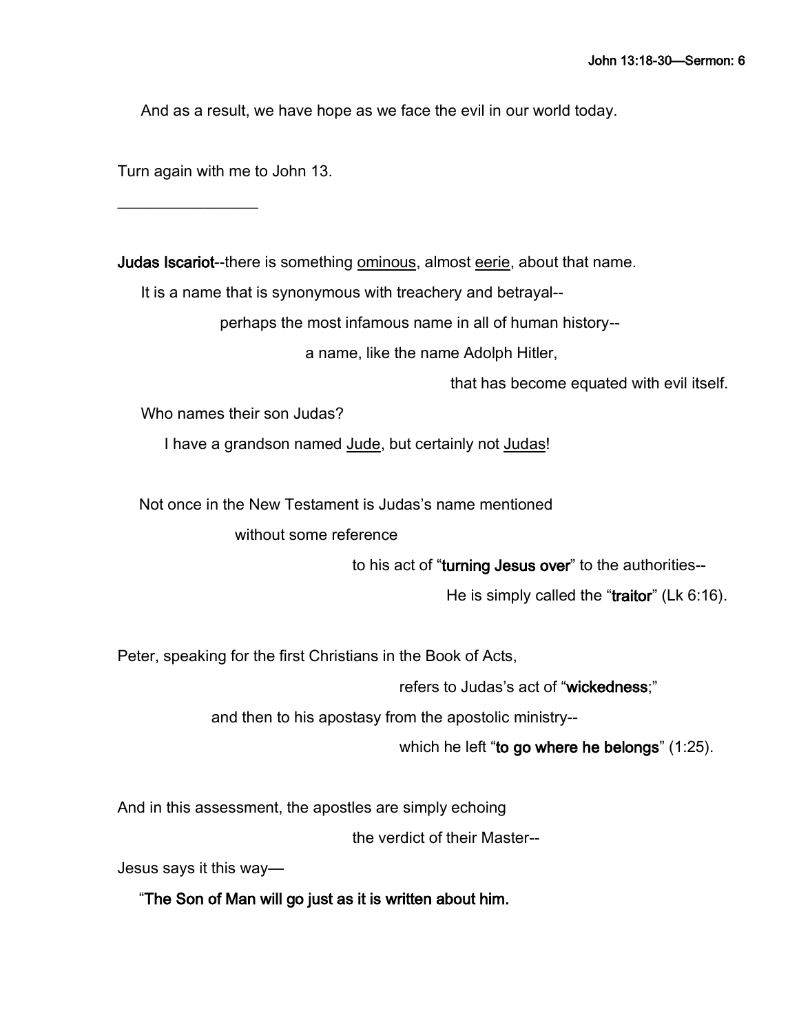And as a result, we have hope as we face the evil in our world today.

Turn again with me to John 13.

________________

**Judas Iscariot**--there is something ominous, almost eerie, about that name.

It is a name that is synonymous with treachery and betrayal--

perhaps the most infamous name in all of human history--

a name, like the name Adolph Hitler,

that has become equated with evil itself.

Who names their son Judas?

I have a grandson named Jude, but certainly not Judas!

Not once in the New Testament is Judas's name mentioned

without some reference

to his act of "**turning Jesus over**" to the authorities--

He is simply called the "**traitor**" (Lk 6:16).

Peter, speaking for the first Christians in the Book of Acts,

refers to Judas's act of "**wickedness**;"

and then to his apostasy from the apostolic ministry--

which he left "**to go where he belongs**" (1:25).

And in this assessment, the apostles are simply echoing

the verdict of their Master--

Jesus says it this way—

"**The Son of Man will go just as it is written about him.**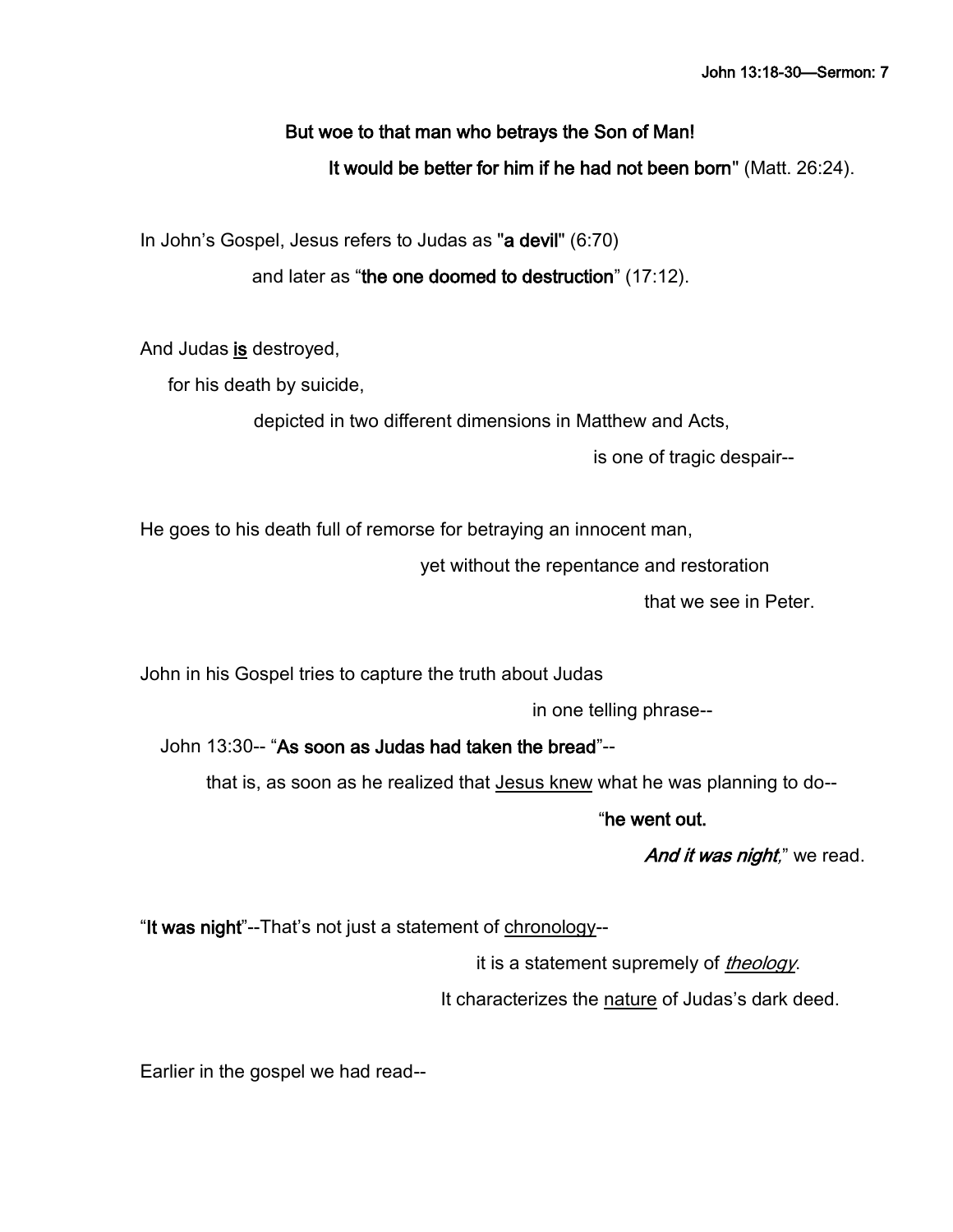**But woe to that man who betrays the Son of Man!**

**It would be better for him if he had not been born**" (Matt. 26:24).

In John's Gospel, Jesus refers to Judas as "**a devil**" (6:70)

and later as "**the one doomed to destruction**" (17:12).

And Judas <u>is</u> destroyed,

for his death by suicide,

depicted in two different dimensions in Matthew and Acts,

is one of tragic despair--

He goes to his death full of remorse for betraying an innocent man,

yet without the repentance and restoration

that we see in Peter.

John in his Gospel tries to capture the truth about Judas

in one telling phrase--

John 13:30-- "**As soon as Judas had taken the bread**"--

that is, as soon as he realized that <u>Jesus knew</u> what he was planning to do--

"**he went out.**

***And it was night,*** " we read.

"**It was night**"--That's not just a statement of <u>chronology</u>--

it is a statement supremely of <u>*theology*</u>.

It characterizes the <u>nature</u> of Judas's dark deed.

Earlier in the gospel we had read--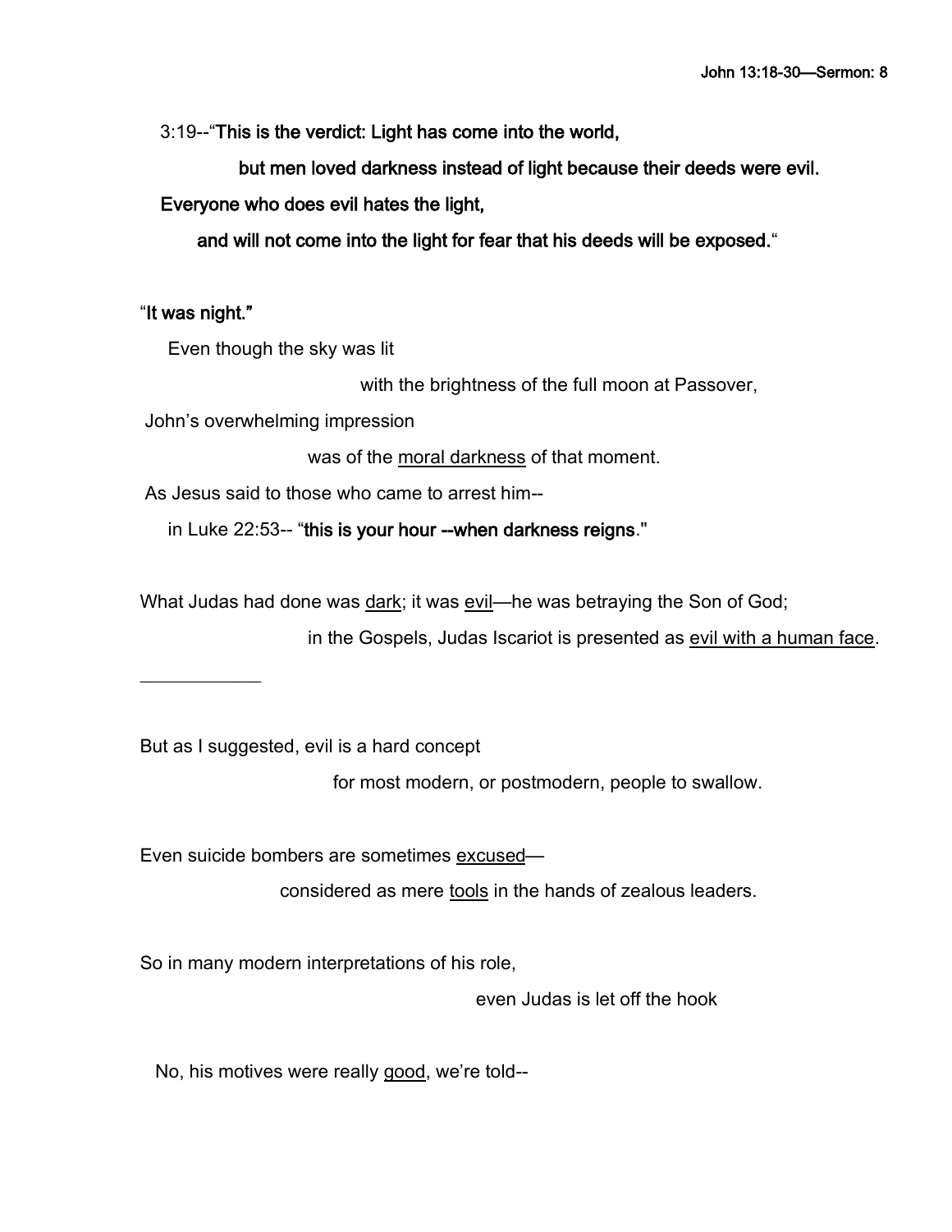3:19--"**This is the verdict: Light has come into the world,**

**but men loved darkness instead of light because their deeds were evil.**

**Everyone who does evil hates the light,**

**and will not come into the light for fear that his deeds will be exposed.**"

"**It was night.**"

Even though the sky was lit

with the brightness of the full moon at Passover,

John's overwhelming impression

was of the <u>moral darkness</u> of that moment.

As Jesus said to those who came to arrest him--

in Luke 22:53-- "**this is your hour --when darkness reigns**."

What Judas had done was <u>dark</u>; it was <u>evil</u>—he was betraying the Son of God;

in the Gospels, Judas Iscariot is presented as <u>evil with a human face</u>.

___________

But as I suggested, evil is a hard concept

for most modern, or postmodern, people to swallow.

Even suicide bombers are sometimes <u>excused</u>—

considered as mere <u>tools</u> in the hands of zealous leaders.

So in many modern interpretations of his role,

even Judas is let off the hook

No, his motives were really <u>good</u>, we're told--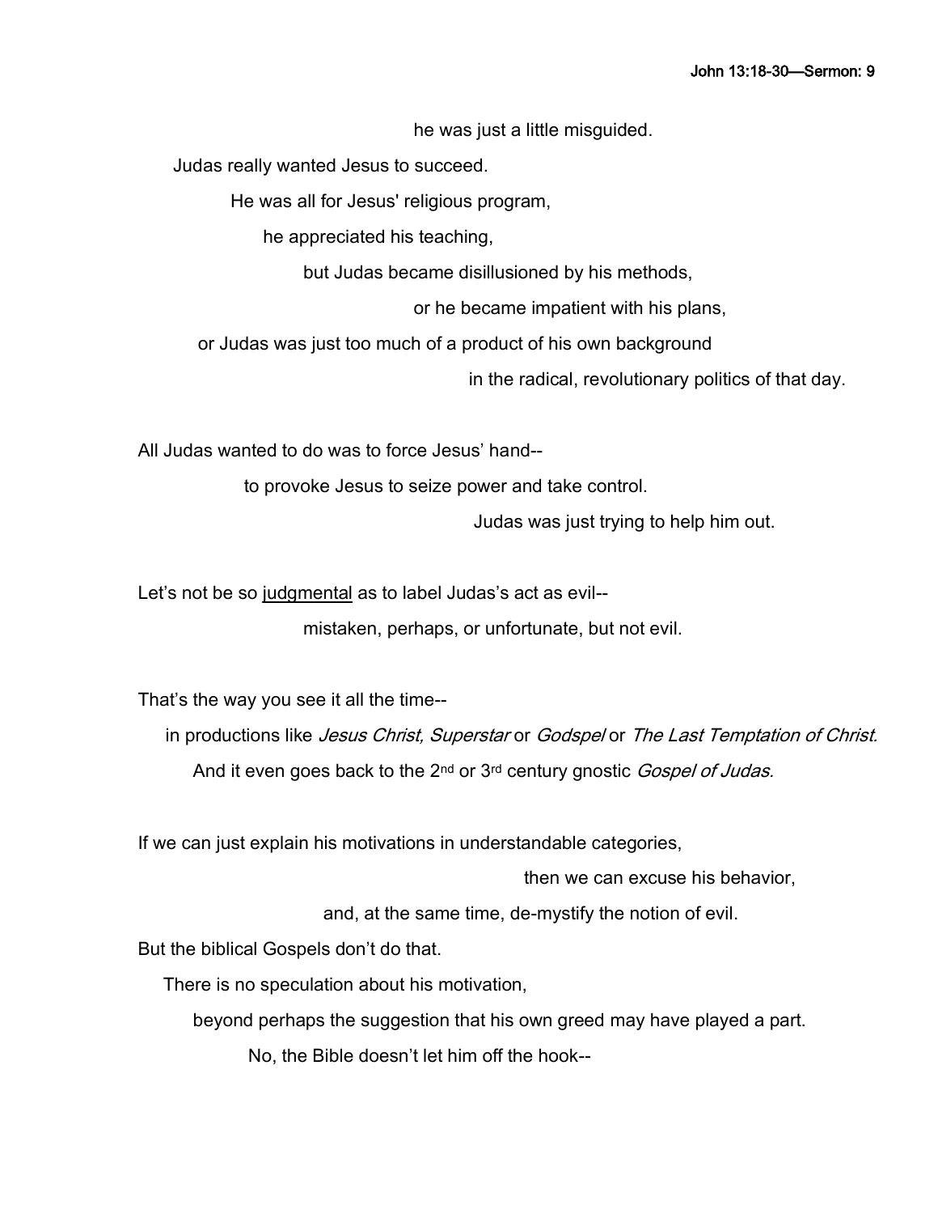he was just a little misguided.

Judas really wanted Jesus to succeed.

He was all for Jesus' religious program,

he appreciated his teaching,

but Judas became disillusioned by his methods,

or he became impatient with his plans,

or Judas was just too much of a product of his own background

in the radical, revolutionary politics of that day.

All Judas wanted to do was to force Jesus' hand--

to provoke Jesus to seize power and take control.

Judas was just trying to help him out.

Let's not be so <u>judgmental</u> as to label Judas's act as evil--

mistaken, perhaps, or unfortunate, but not evil.

That's the way you see it all the time--

in productions like *Jesus Christ, Superstar* or *Godspel* or *The Last Temptation of Christ.*

And it even goes back to the 2nd or 3rd century gnostic *Gospel of Judas.*

If we can just explain his motivations in understandable categories,

then we can excuse his behavior,

and, at the same time, de-mystify the notion of evil.

But the biblical Gospels don't do that.

There is no speculation about his motivation,

beyond perhaps the suggestion that his own greed may have played a part.

No, the Bible doesn't let him off the hook--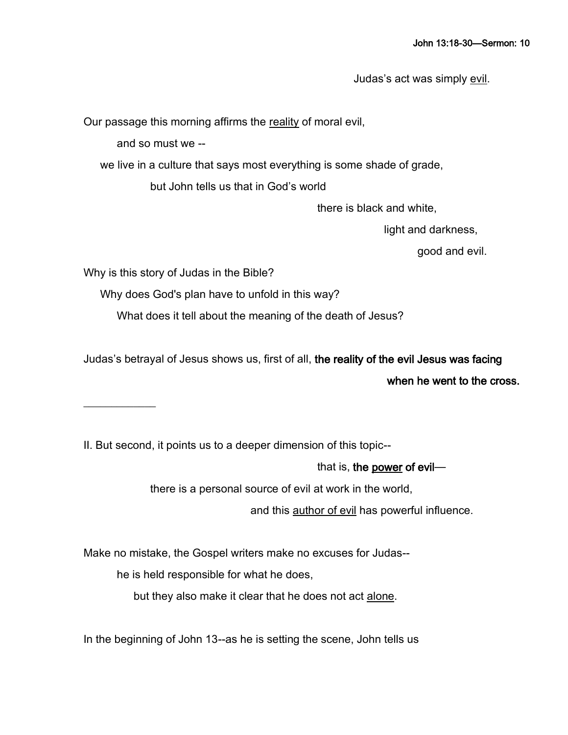Judas's act was simply <u>evil</u>.

Our passage this morning affirms the <u>reality</u> of moral evil,

and so must we --

we live in a culture that says most everything is some shade of grade,

but John tells us that in God's world

there is black and white,

light and darkness,

good and evil.

Why is this story of Judas in the Bible?

Why does God's plan have to unfold in this way?

What does it tell about the meaning of the death of Jesus?

Judas's betrayal of Jesus shows us, first of all, **the reality of the evil Jesus was facing when he went to the cross.**

---

II. But second, it points us to a deeper dimension of this topic--

that is, **the <u>power</u> of evil**—

there is a personal source of evil at work in the world,

and this <u>author of evil</u> has powerful influence.

Make no mistake, the Gospel writers make no excuses for Judas--

he is held responsible for what he does,

but they also make it clear that he does not act <u>alone</u>.

In the beginning of John 13--as he is setting the scene, John tells us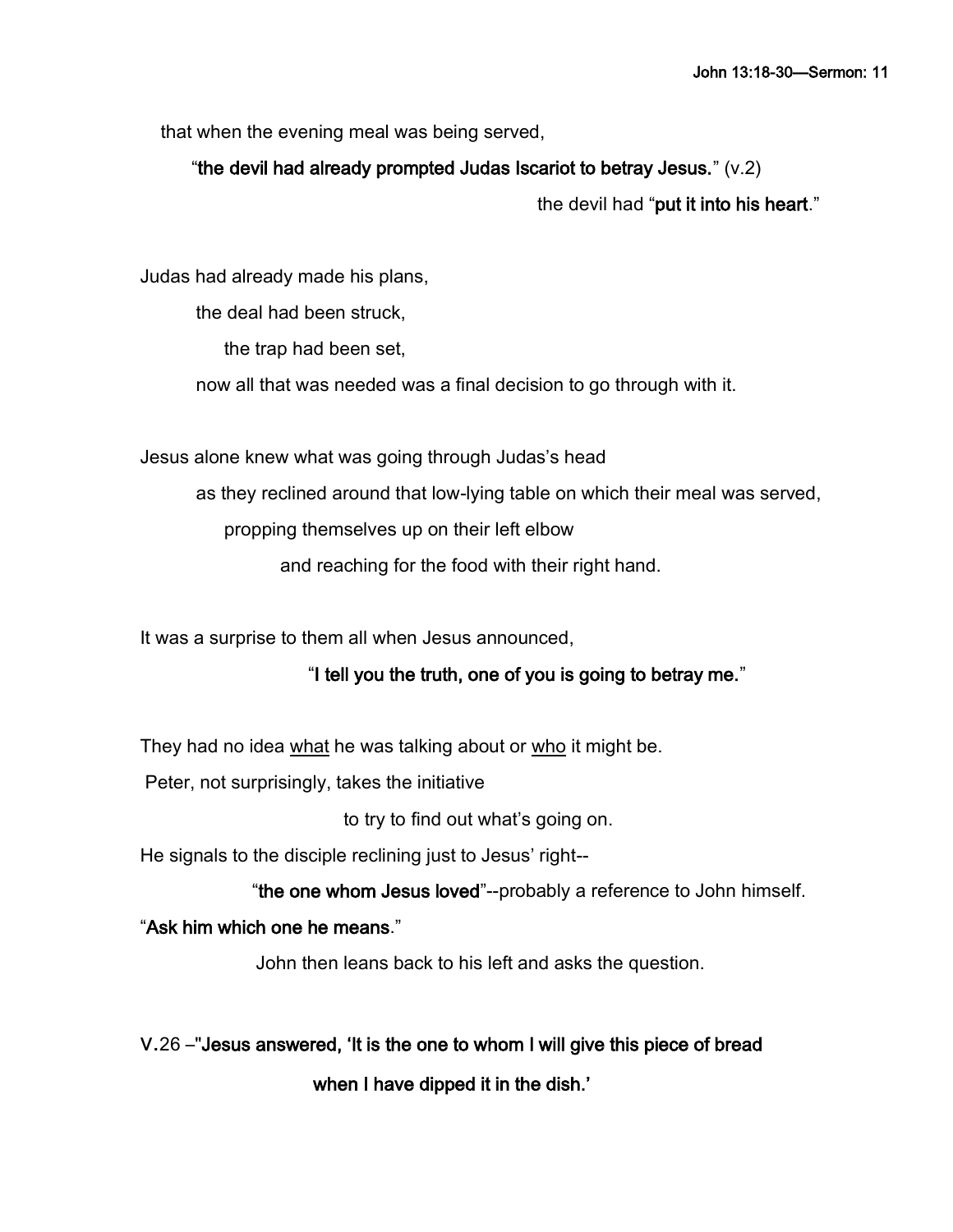that when the evening meal was being served,

"**the devil had already prompted Judas Iscariot to betray Jesus.**" (v.2)

the devil had "**put it into his heart**."

Judas had already made his plans,

the deal had been struck,

the trap had been set,

now all that was needed was a final decision to go through with it.

Jesus alone knew what was going through Judas's head

as they reclined around that low-lying table on which their meal was served,

propping themselves up on their left elbow

and reaching for the food with their right hand.

It was a surprise to them all when Jesus announced,

"**I tell you the truth, one of you is going to betray me.**"

They had no idea <u>what</u> he was talking about or <u>who</u> it might be.

Peter, not surprisingly, takes the initiative

to try to find out what's going on.

He signals to the disciple reclining just to Jesus' right--

"**the one whom Jesus loved**"--probably a reference to John himself.

"**Ask him which one he means**."

John then leans back to his left and asks the question.

V.26 –"**Jesus answered, 'It is the one to whom I will give this piece of bread**

**when I have dipped it in the dish.'**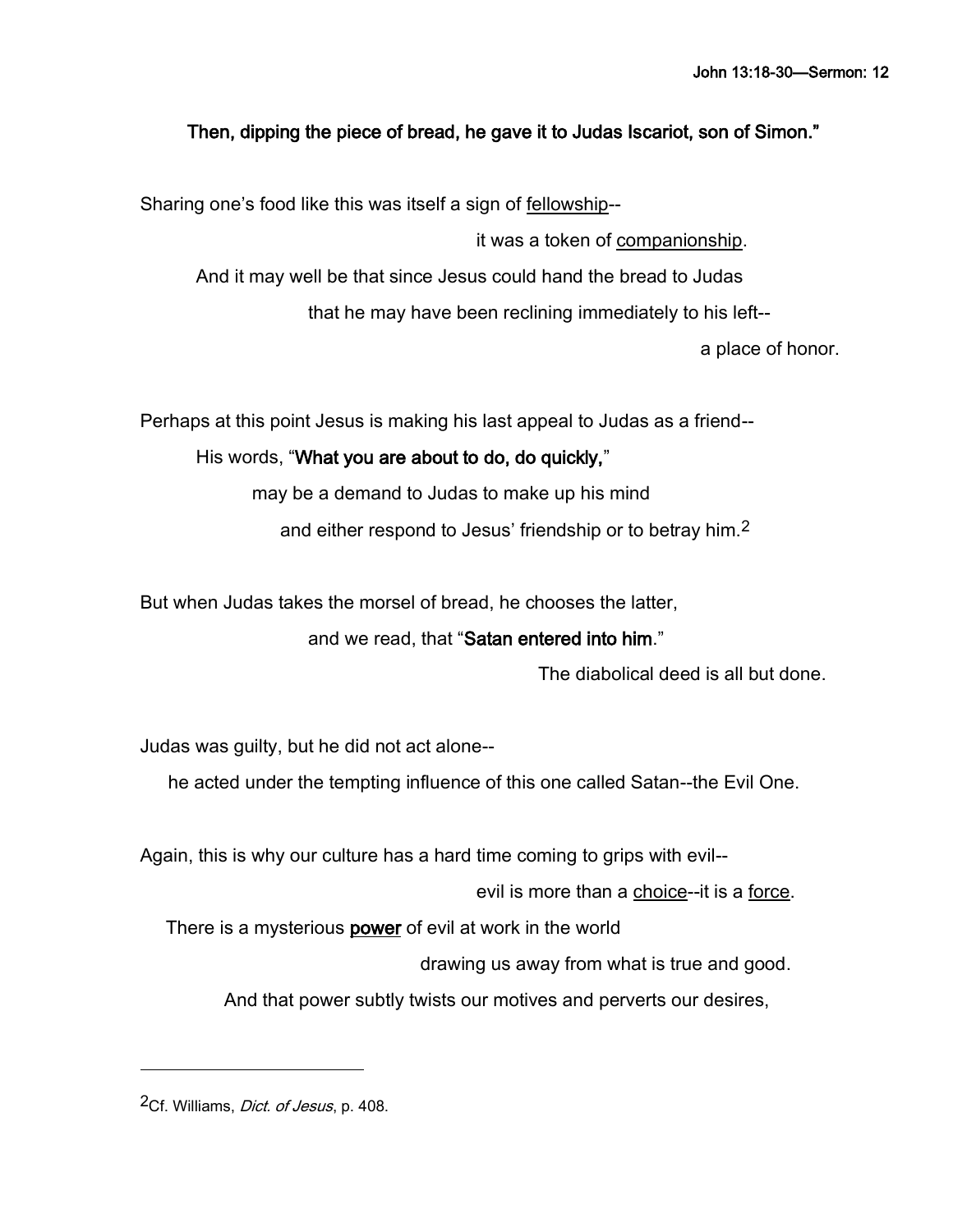**Then, dipping the piece of bread, he gave it to Judas Iscariot, son of Simon."**

Sharing one's food like this was itself a sign of <u>fellowship</u>--
it was a token of <u>companionship</u>.
And it may well be that since Jesus could hand the bread to Judas
that he may have been reclining immediately to his left--
a place of honor.

Perhaps at this point Jesus is making his last appeal to Judas as a friend--
His words, "**What you are about to do, do quickly,**"
may be a demand to Judas to make up his mind
and either respond to Jesus' friendship or to betray him.[2]

But when Judas takes the morsel of bread, he chooses the latter,
and we read, that "**Satan entered into him**."
The diabolical deed is all but done.

Judas was guilty, but he did not act alone--
he acted under the tempting influence of this one called Satan--the Evil One.

Again, this is why our culture has a hard time coming to grips with evil--
evil is more than a <u>choice</u>--it is a <u>force</u>.
There is a mysterious **<u>power</u>** of evil at work in the world
drawing us away from what is true and good.
And that power subtly twists our motives and perverts our desires,

---

[2]Cf. Williams, *Dict. of Jesus*, p. 408.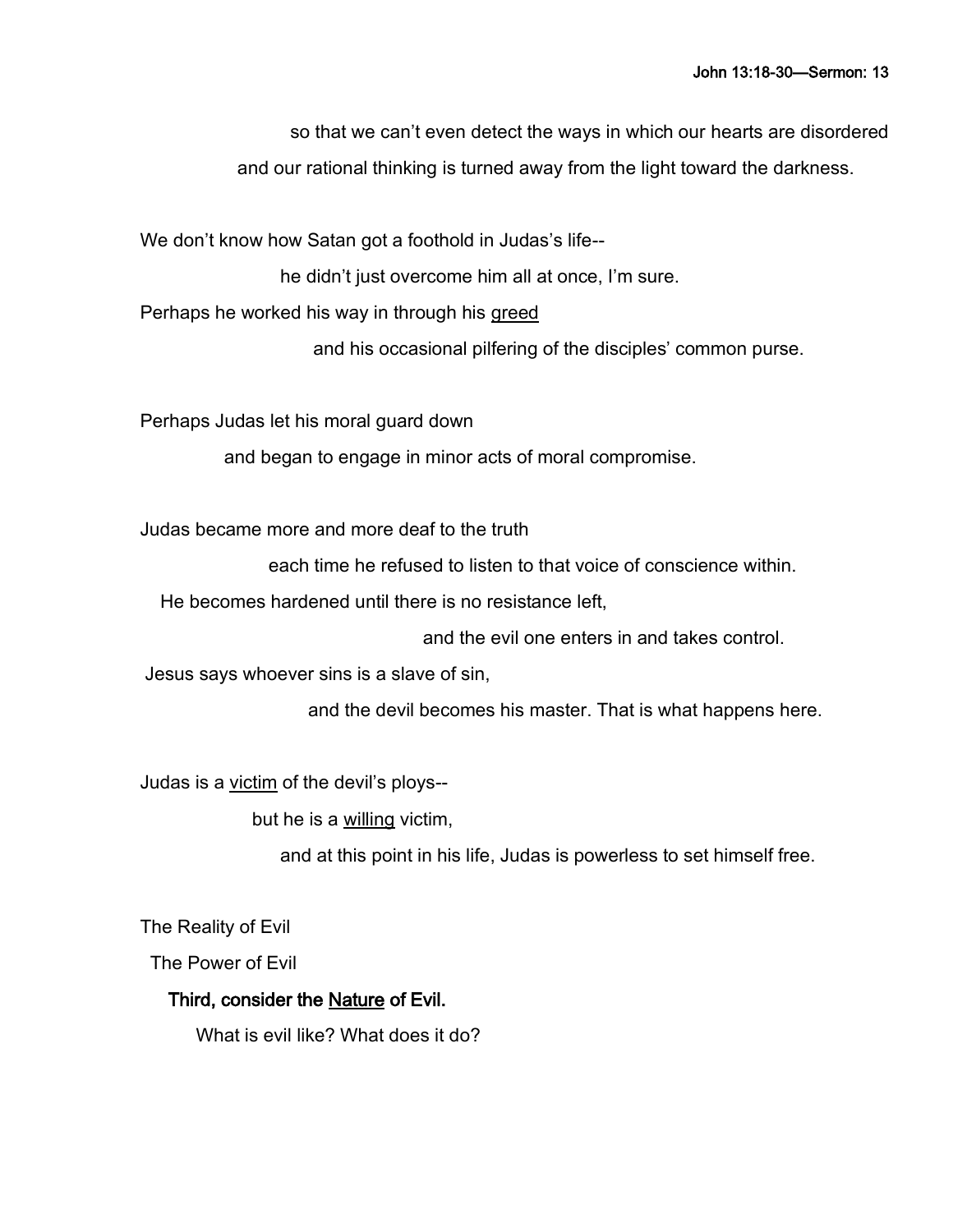so that we can't even detect the ways in which our hearts are disordered

and our rational thinking is turned away from the light toward the darkness.

We don't know how Satan got a foothold in Judas's life--

he didn't just overcome him all at once, I'm sure.

Perhaps he worked his way in through his greed

and his occasional pilfering of the disciples' common purse.

Perhaps Judas let his moral guard down

and began to engage in minor acts of moral compromise.

Judas became more and more deaf to the truth

each time he refused to listen to that voice of conscience within.

He becomes hardened until there is no resistance left,

and the evil one enters in and takes control.

Jesus says whoever sins is a slave of sin,

and the devil becomes his master. That is what happens here.

Judas is a victim of the devil's ploys--

but he is a willing victim,

and at this point in his life, Judas is powerless to set himself free.

The Reality of Evil

The Power of Evil

**Third, consider the Nature of Evil.**

What is evil like? What does it do?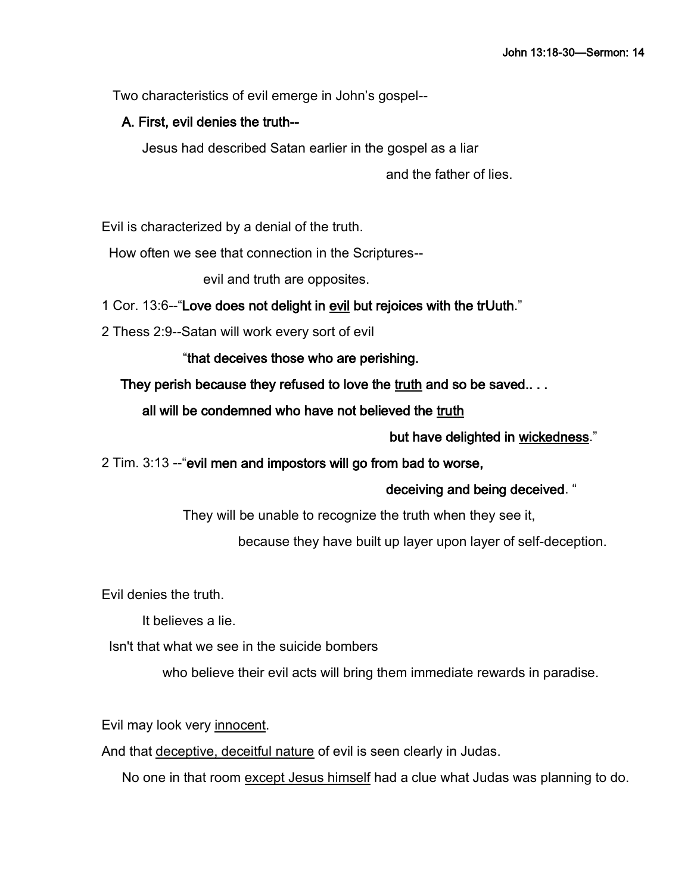Two characteristics of evil emerge in John's gospel--

**A. First, evil denies the truth--**

Jesus had described Satan earlier in the gospel as a liar

and the father of lies.

Evil is characterized by a denial of the truth.

How often we see that connection in the Scriptures--

evil and truth are opposites.

1 Cor. 13:6--"**Love does not delight in <u>evil</u> but rejoices with the trUuth**."

2 Thess 2:9--Satan will work every sort of evil

"**that deceives those who are perishing.**

**They perish because they refused to love the <u>truth</u> and so be saved.. . .**

**all will be condemned who have not believed the <u>truth</u>**

**but have delighted in <u>wickedness</u>**."

2 Tim. 3:13 --"**evil men and impostors will go from bad to worse,**

**deceiving and being deceived**. "

They will be unable to recognize the truth when they see it,

because they have built up layer upon layer of self-deception.

Evil denies the truth.

It believes a lie.

Isn't that what we see in the suicide bombers

who believe their evil acts will bring them immediate rewards in paradise.

Evil may look very <u>innocent</u>.

And that <u>deceptive, deceitful nature</u> of evil is seen clearly in Judas.

No one in that room <u>except Jesus himself</u> had a clue what Judas was planning to do.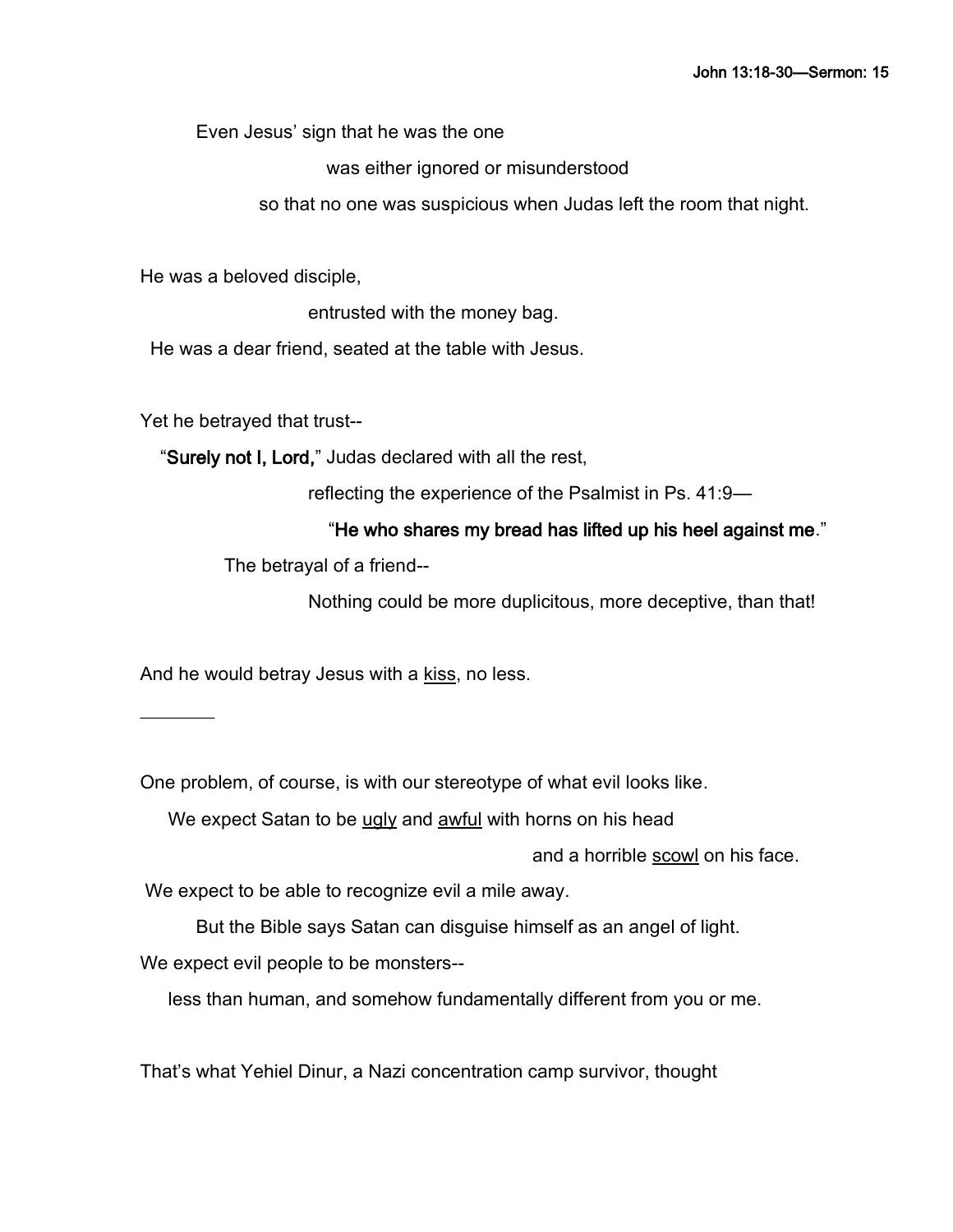Even Jesus' sign that he was the one

was either ignored or misunderstood

so that no one was suspicious when Judas left the room that night.

He was a beloved disciple,

entrusted with the money bag.

He was a dear friend, seated at the table with Jesus.

Yet he betrayed that trust--

"**Surely not I, Lord,**" Judas declared with all the rest,

reflecting the experience of the Psalmist in Ps. 41:9—

"**He who shares my bread has lifted up his heel against me**."

The betrayal of a friend--

Nothing could be more duplicitous, more deceptive, than that!

And he would betray Jesus with a <u>kiss</u>, no less.

_______

One problem, of course, is with our stereotype of what evil looks like.

We expect Satan to be <u>ugly</u> and <u>awful</u> with horns on his head

and a horrible <u>scowl</u> on his face.

We expect to be able to recognize evil a mile away.

But the Bible says Satan can disguise himself as an angel of light.

We expect evil people to be monsters--

less than human, and somehow fundamentally different from you or me.

That's what Yehiel Dinur, a Nazi concentration camp survivor, thought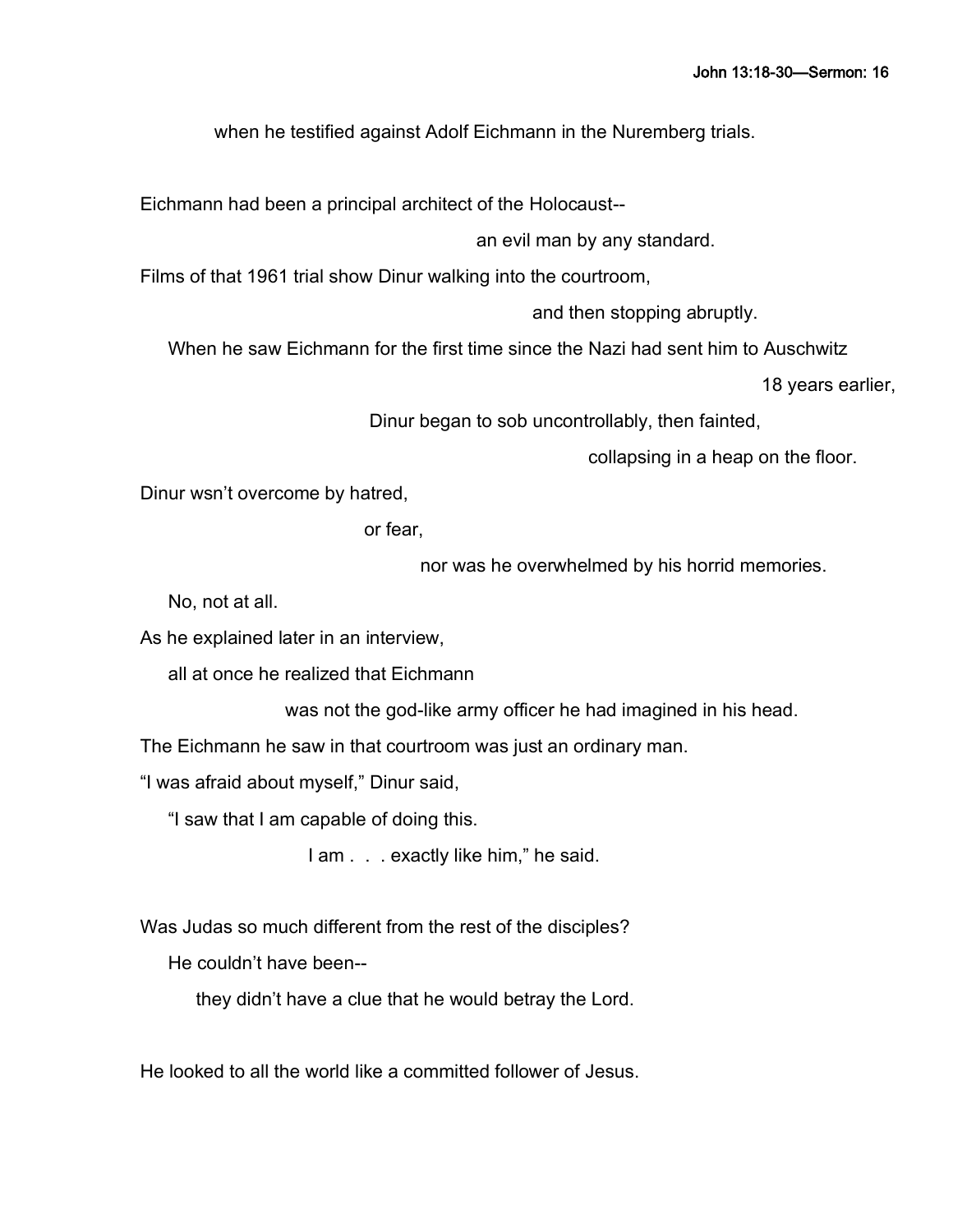when he testified against Adolf Eichmann in the Nuremberg trials.

Eichmann had been a principal architect of the Holocaust--

an evil man by any standard.

Films of that 1961 trial show Dinur walking into the courtroom,

and then stopping abruptly.

When he saw Eichmann for the first time since the Nazi had sent him to Auschwitz

18 years earlier,

Dinur began to sob uncontrollably, then fainted,

collapsing in a heap on the floor.

Dinur wsn't overcome by hatred,

or fear,

nor was he overwhelmed by his horrid memories.

No, not at all.

As he explained later in an interview,

all at once he realized that Eichmann

was not the god-like army officer he had imagined in his head.

The Eichmann he saw in that courtroom was just an ordinary man.

"I was afraid about myself," Dinur said,

"I saw that I am capable of doing this.

I am . . . exactly like him," he said.

Was Judas so much different from the rest of the disciples?

He couldn't have been--

they didn't have a clue that he would betray the Lord.

He looked to all the world like a committed follower of Jesus.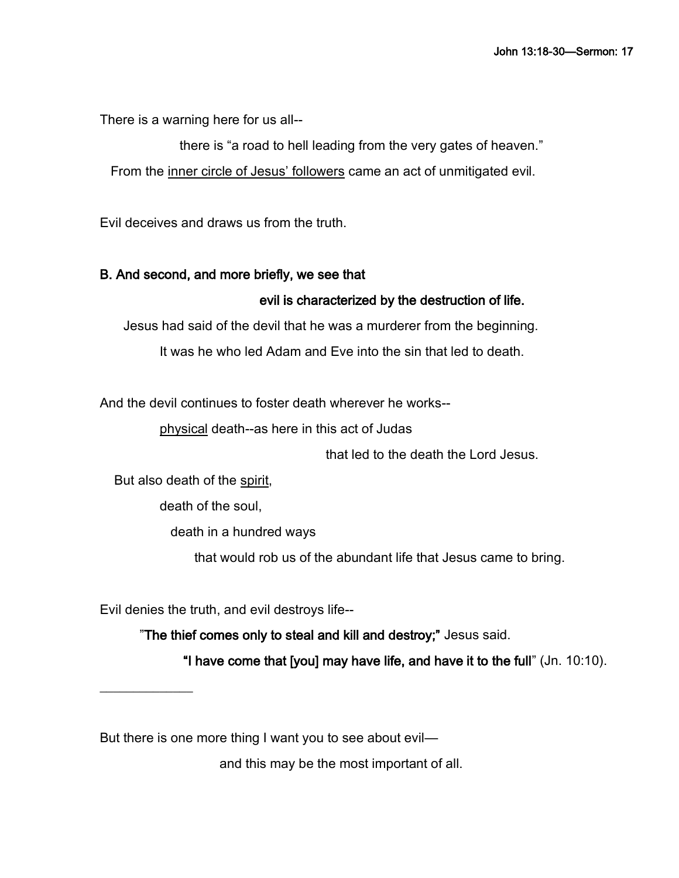There is a warning here for us all--

there is "a road to hell leading from the very gates of heaven."

From the <u>inner circle of Jesus' followers</u> came an act of unmitigated evil.

Evil deceives and draws us from the truth.

**B. And second, and more briefly, we see that**

**evil is characterized by the destruction of life.**

Jesus had said of the devil that he was a murderer from the beginning.

It was he who led Adam and Eve into the sin that led to death.

And the devil continues to foster death wherever he works--

<u>physical</u> death--as here in this act of Judas

that led to the death the Lord Jesus.

But also death of the <u>spirit</u>,

death of the soul,

death in a hundred ways

that would rob us of the abundant life that Jesus came to bring.

Evil denies the truth, and evil destroys life--

"**The thief comes only to steal and kill and destroy;"** Jesus said.

**"I have come that [you] may have life, and have it to the full**" (Jn. 10:10).

---

But there is one more thing I want you to see about evil—

and this may be the most important of all.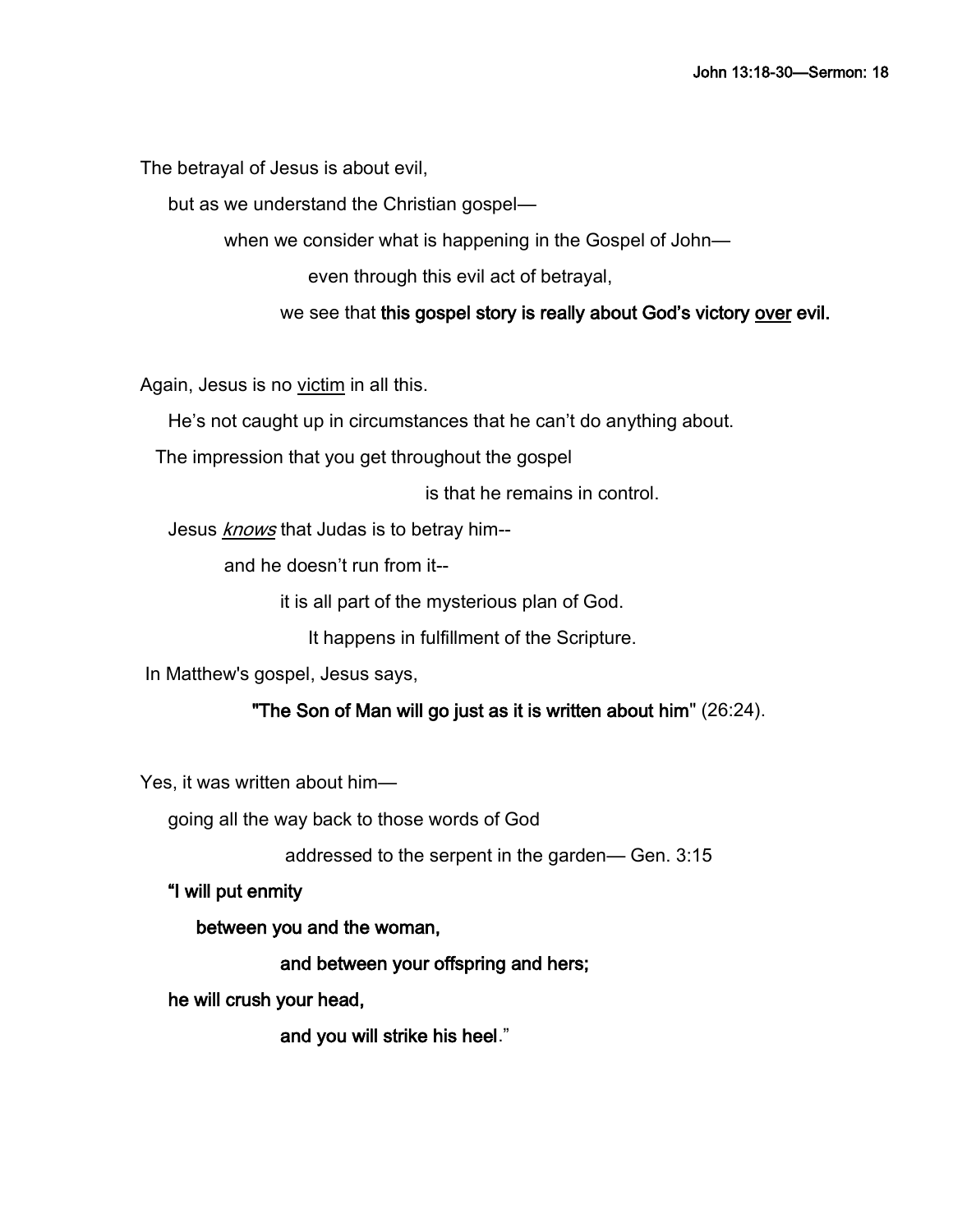The betrayal of Jesus is about evil,

but as we understand the Christian gospel—

when we consider what is happening in the Gospel of John—

even through this evil act of betrayal,

we see that **this gospel story is really about God's victory over evil.**

Again, Jesus is no victim in all this.

He's not caught up in circumstances that he can't do anything about.

The impression that you get throughout the gospel

is that he remains in control.

Jesus *knows* that Judas is to betray him--

and he doesn't run from it--

it is all part of the mysterious plan of God.

It happens in fulfillment of the Scripture.

In Matthew's gospel, Jesus says,

**"The Son of Man will go just as it is written about him"** (26:24).

Yes, it was written about him—

going all the way back to those words of God

addressed to the serpent in the garden— Gen. 3:15

**"I will put enmity**

**between you and the woman,**

**and between your offspring and hers;**

**he will crush your head,**

**and you will strike his heel**."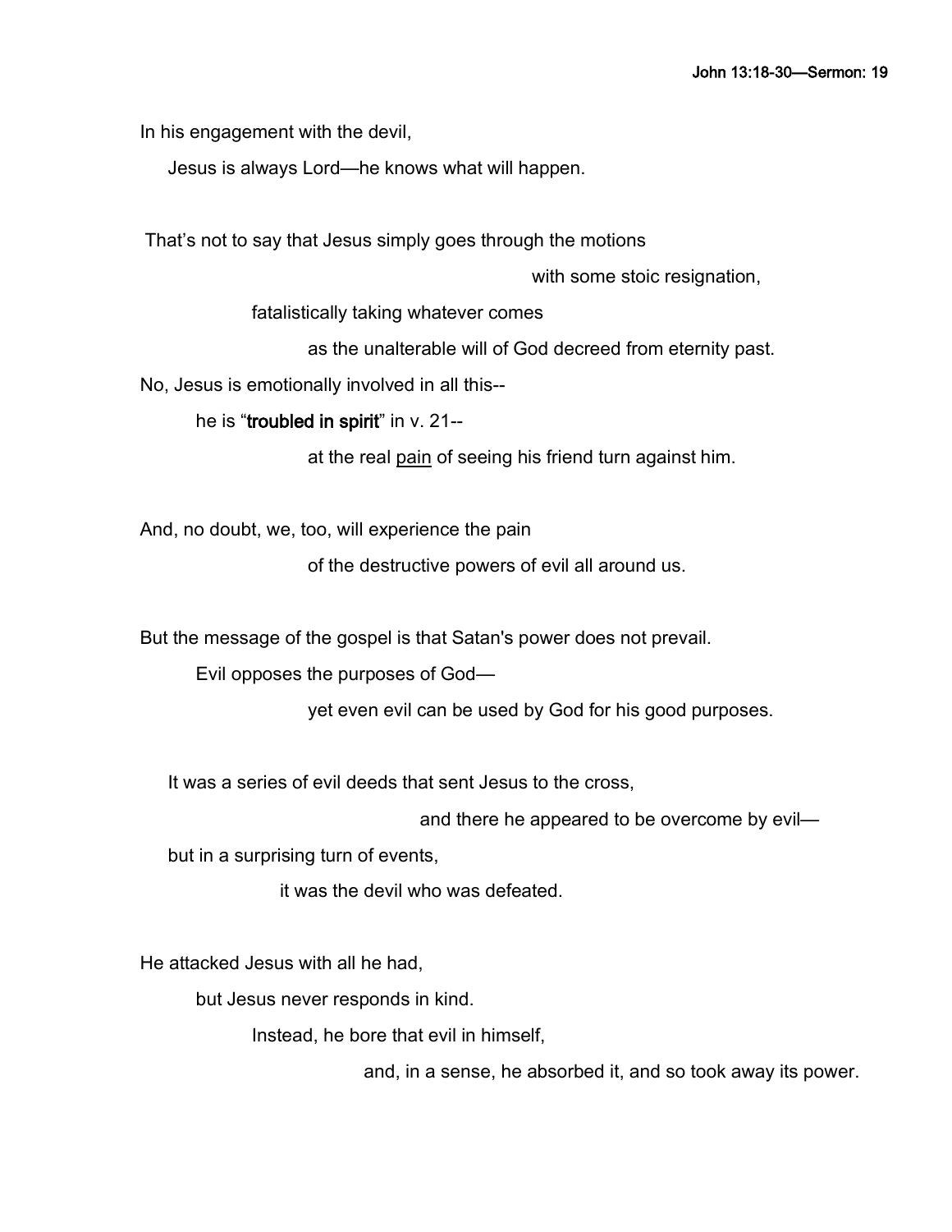In his engagement with the devil,

Jesus is always Lord—he knows what will happen.

That's not to say that Jesus simply goes through the motions

with some stoic resignation,

fatalistically taking whatever comes

as the unalterable will of God decreed from eternity past.

No, Jesus is emotionally involved in all this--

he is "**troubled in spirit**" in v. 21--

at the real <u>pain</u> of seeing his friend turn against him.

And, no doubt, we, too, will experience the pain

of the destructive powers of evil all around us.

But the message of the gospel is that Satan's power does not prevail.

Evil opposes the purposes of God—

yet even evil can be used by God for his good purposes.

It was a series of evil deeds that sent Jesus to the cross,

and there he appeared to be overcome by evil—

but in a surprising turn of events,

it was the devil who was defeated.

He attacked Jesus with all he had,

but Jesus never responds in kind.

Instead, he bore that evil in himself,

and, in a sense, he absorbed it, and so took away its power.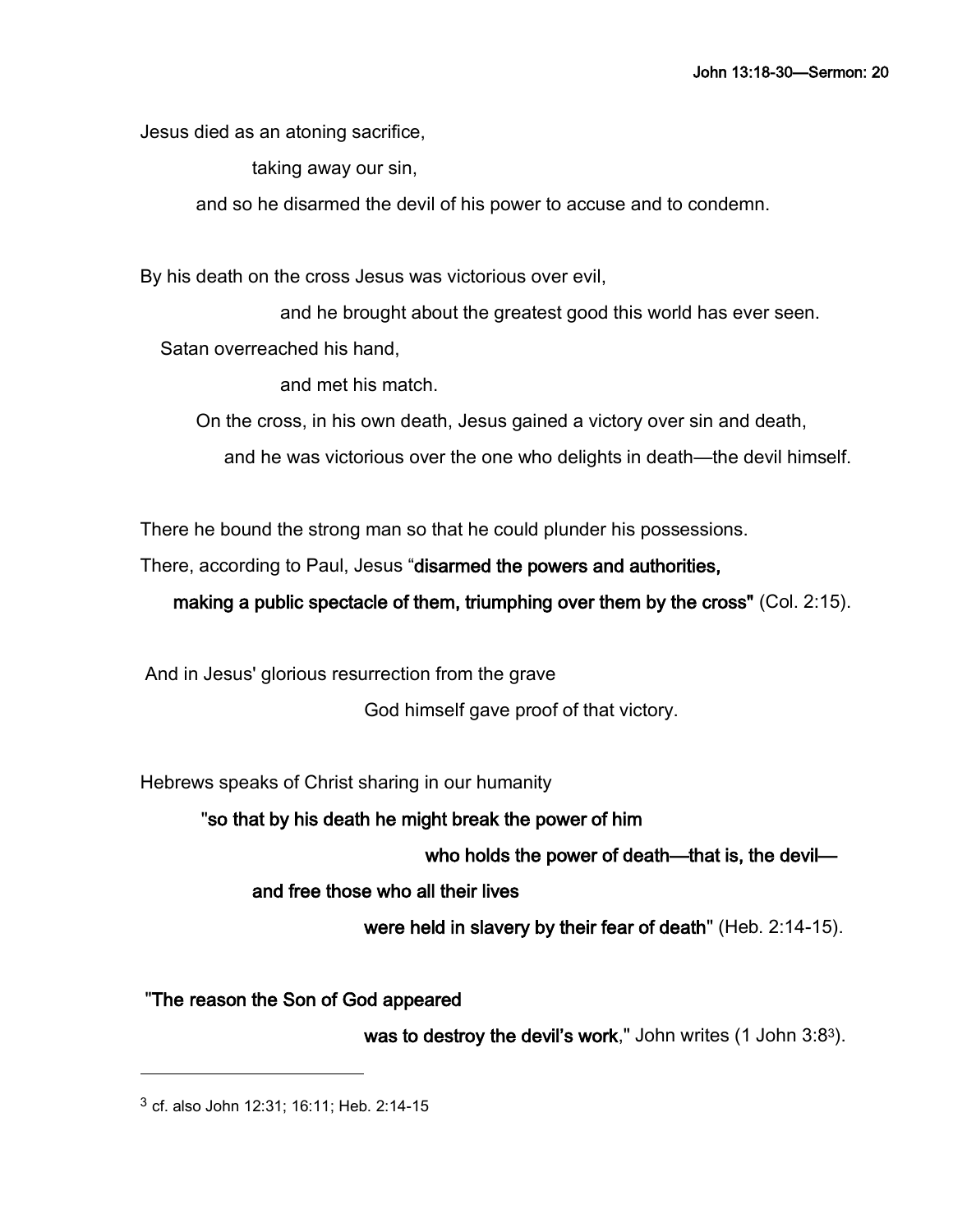Jesus died as an atoning sacrifice,

taking away our sin,

and so he disarmed the devil of his power to accuse and to condemn.

By his death on the cross Jesus was victorious over evil,

and he brought about the greatest good this world has ever seen.

Satan overreached his hand,

and met his match.

On the cross, in his own death, Jesus gained a victory over sin and death,

and he was victorious over the one who delights in death—the devil himself.

There he bound the strong man so that he could plunder his possessions.

There, according to Paul, Jesus "**disarmed the powers and authorities,**

**making a public spectacle of them, triumphing over them by the cross"** (Col. 2:15).

And in Jesus' glorious resurrection from the grave

God himself gave proof of that victory.

Hebrews speaks of Christ sharing in our humanity

**"so that by his death he might break the power of him**

**who holds the power of death—that is, the devil—**

**and free those who all their lives**

**were held in slavery by their fear of death"** (Heb. 2:14-15).

**"The reason the Son of God appeared**

**was to destroy the devil's work**," John writes (1 John 3:8[3]).

---

[3] cf. also John 12:31; 16:11; Heb. 2:14-15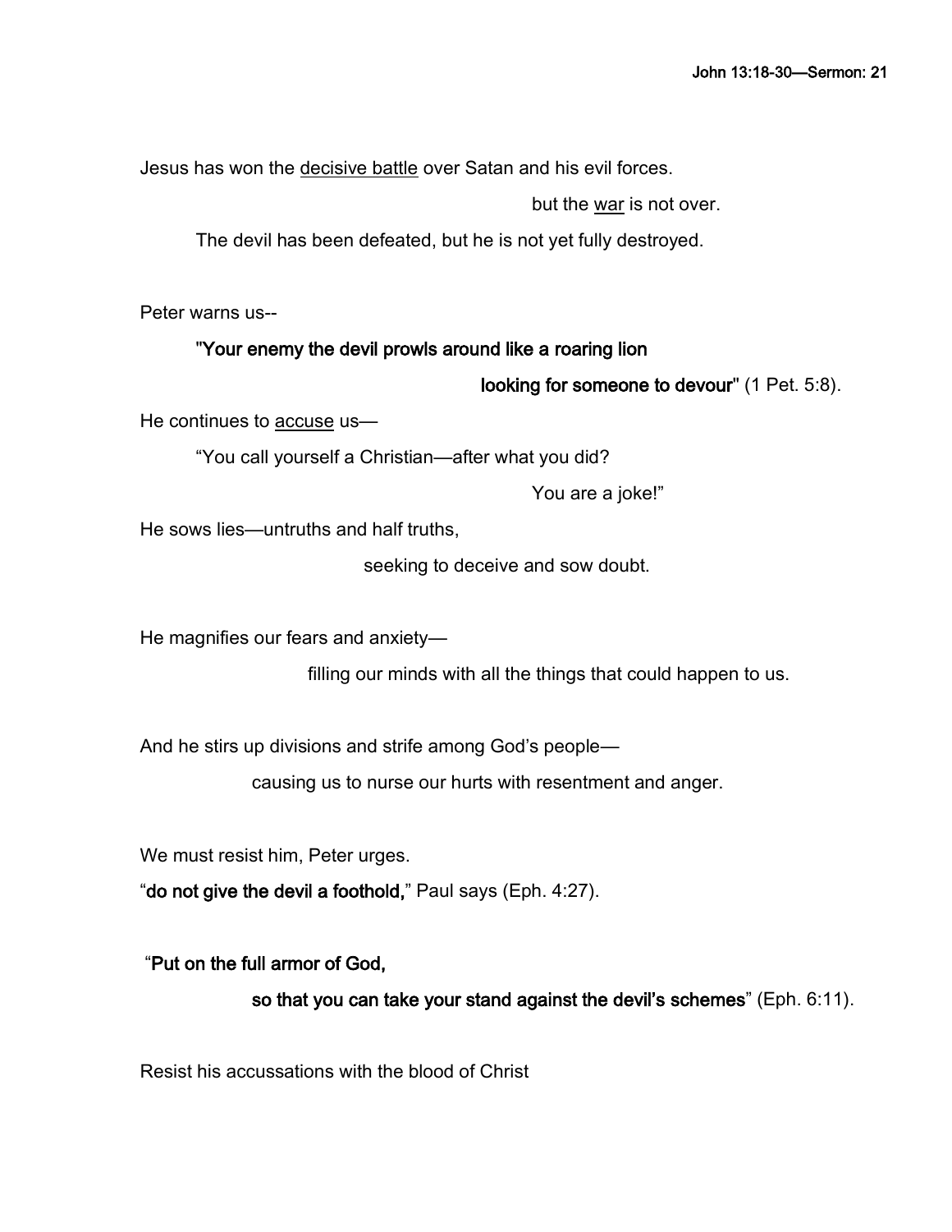Jesus has won the <u>decisive battle</u> over Satan and his evil forces.

but the <u>war</u> is not over.

The devil has been defeated, but he is not yet fully destroyed.

Peter warns us--

**"Your enemy the devil prowls around like a roaring lion**

**looking for someone to devour"** (1 Pet. 5:8).

He continues to <u>accuse</u> us—

"You call yourself a Christian—after what you did?

You are a joke!"

He sows lies—untruths and half truths,

seeking to deceive and sow doubt.

He magnifies our fears and anxiety—

filling our minds with all the things that could happen to us.

And he stirs up divisions and strife among God's people—

causing us to nurse our hurts with resentment and anger.

We must resist him, Peter urges.

"**do not give the devil a foothold,**" Paul says (Eph. 4:27).

"**Put on the full armor of God,**

**so that you can take your stand against the devil's schemes**" (Eph. 6:11).

Resist his accussations with the blood of Christ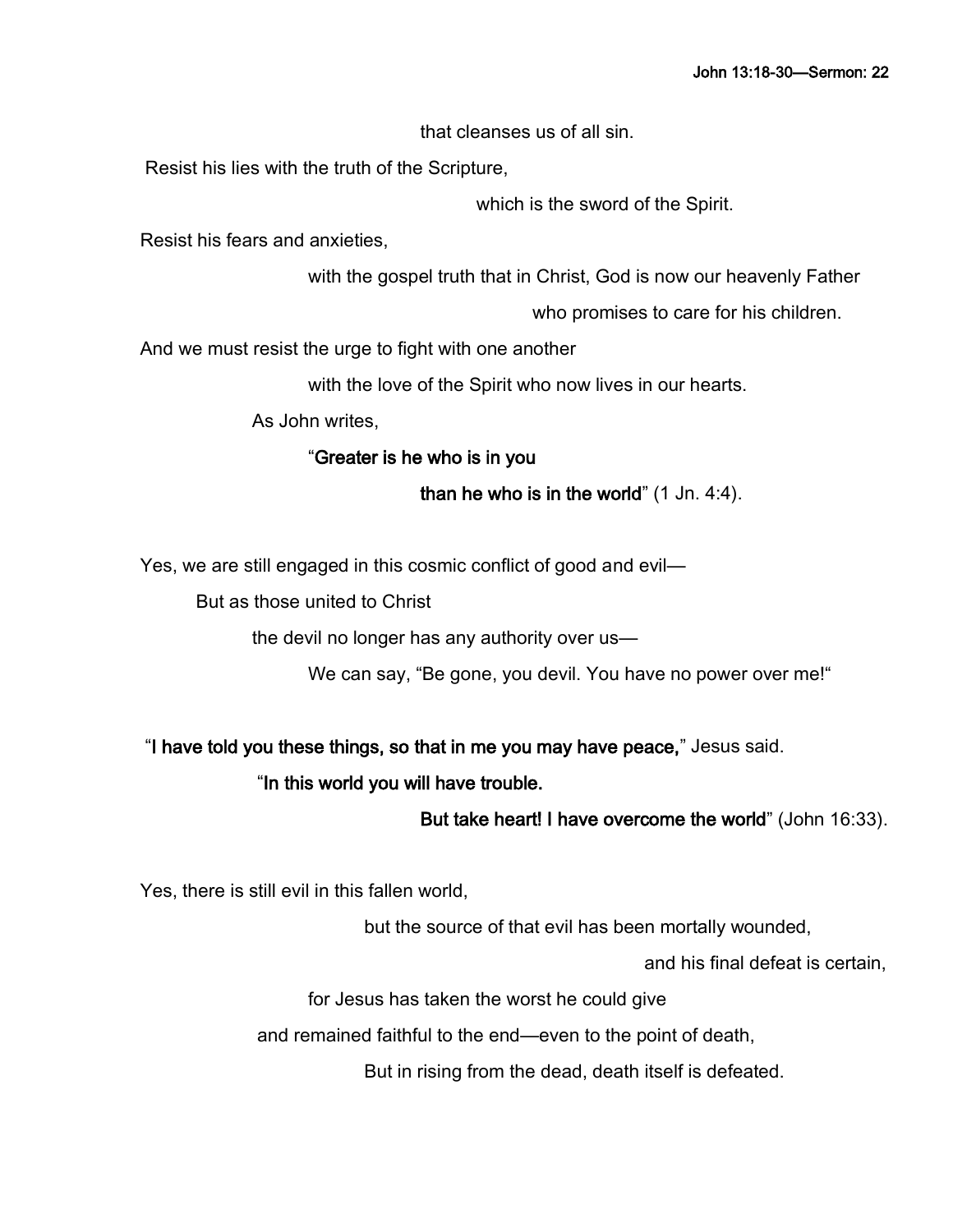that cleanses us of all sin.

Resist his lies with the truth of the Scripture,

which is the sword of the Spirit.

Resist his fears and anxieties,

with the gospel truth that in Christ, God is now our heavenly Father

who promises to care for his children.

And we must resist the urge to fight with one another

with the love of the Spirit who now lives in our hearts.

As John writes,

"**Greater is he who is in you**

**than he who is in the world**" (1 Jn. 4:4).

Yes, we are still engaged in this cosmic conflict of good and evil—

But as those united to Christ

the devil no longer has any authority over us—

We can say, "Be gone, you devil. You have no power over me!"

"**I have told you these things, so that in me you may have peace,**" Jesus said.

"**In this world you will have trouble.**

**But take heart! I have overcome the world**" (John 16:33).

Yes, there is still evil in this fallen world,

but the source of that evil has been mortally wounded,

and his final defeat is certain,

for Jesus has taken the worst he could give

and remained faithful to the end—even to the point of death,

But in rising from the dead, death itself is defeated.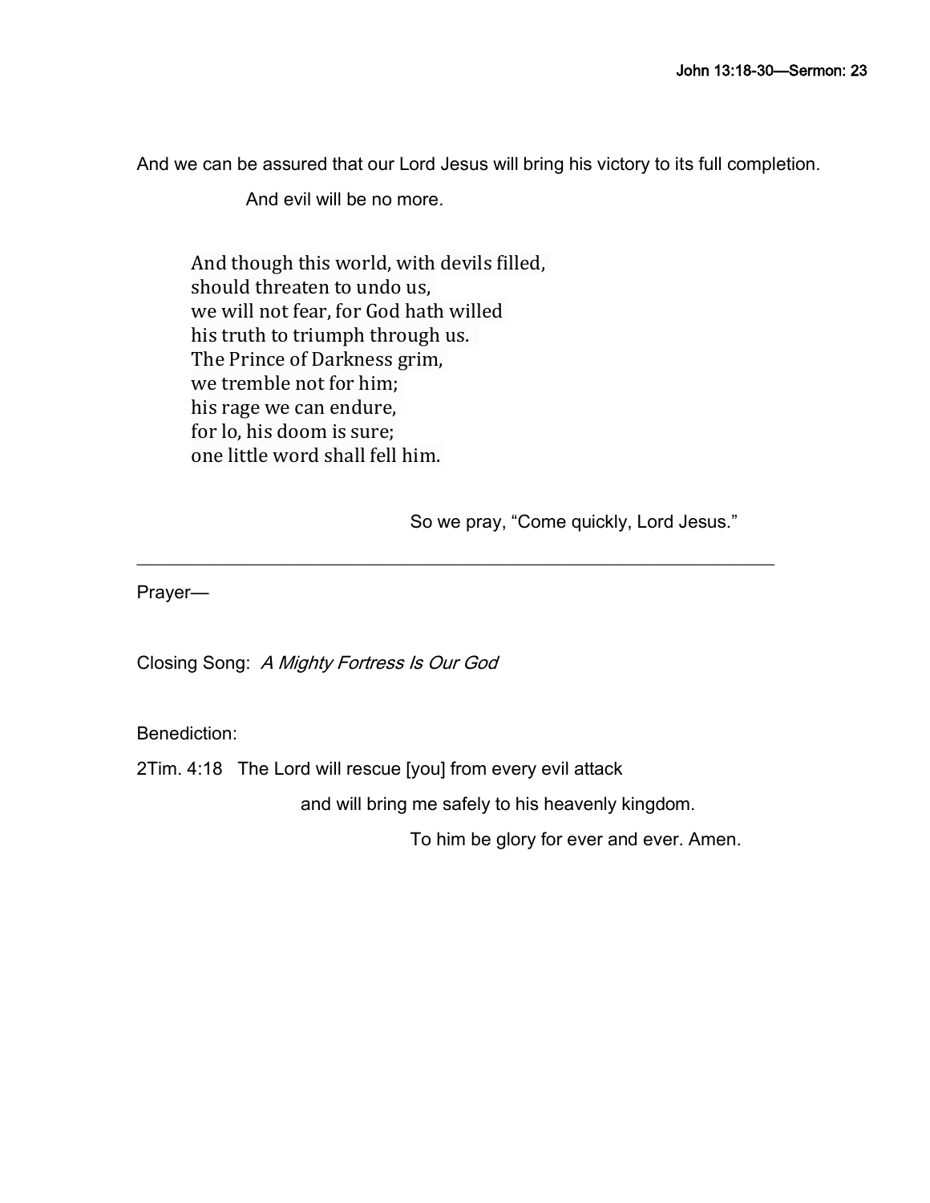And we can be assured that our Lord Jesus will bring his victory to its full completion.

And evil will be no more.

> And though this world, with devils filled,
> should threaten to undo us,
> we will not fear, for God hath willed
> his truth to triumph through us.
> The Prince of Darkness grim,
> we tremble not for him;
> his rage we can endure,
> for lo, his doom is sure;
> one little word shall fell him.

So we pray, "Come quickly, Lord Jesus."

---

Prayer—

Closing Song: *A Mighty Fortress Is Our God*

Benediction:

2Tim. 4:18 The Lord will rescue [you] from every evil attack

and will bring me safely to his heavenly kingdom.

To him be glory for ever and ever. Amen.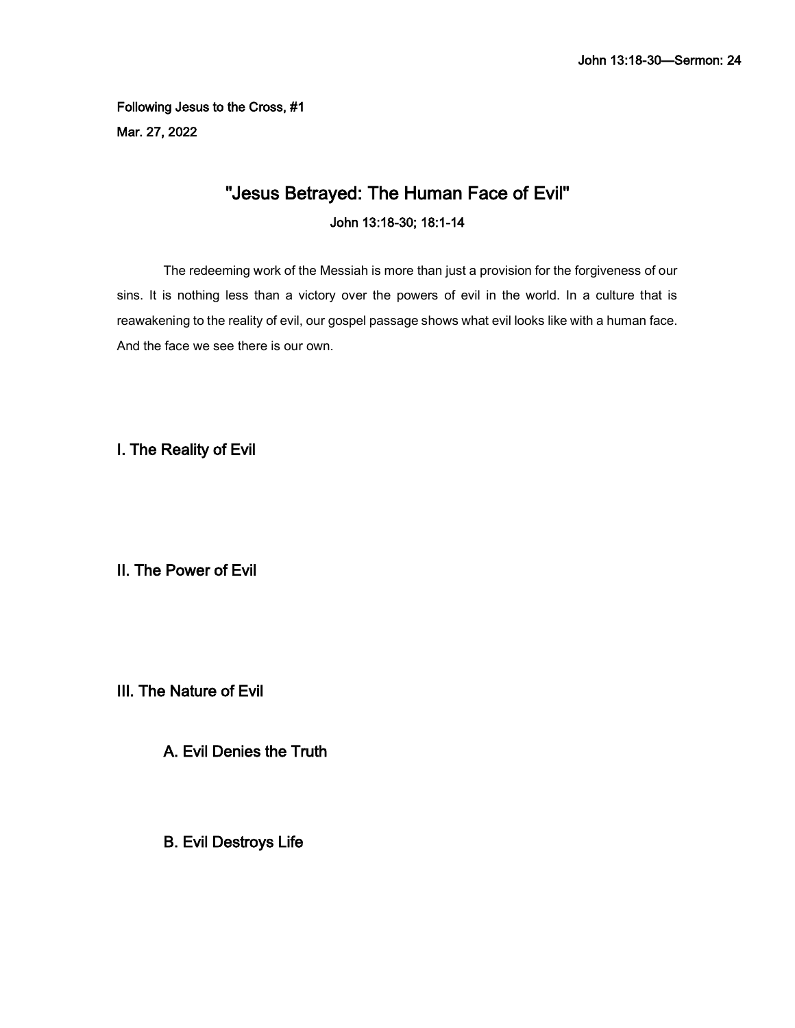Following Jesus to the Cross, #1

Mar. 27, 2022

# "Jesus Betrayed: The Human Face of Evil"

**John 13:18-30; 18:1-14**

The redeeming work of the Messiah is more than just a provision for the forgiveness of our sins. It is nothing less than a victory over the powers of evil in the world. In a culture that is reawakening to the reality of evil, our gospel passage shows what evil looks like with a human face. And the face we see there is our own.

## I. The Reality of Evil

## II. The Power of Evil

## III. The Nature of Evil

### A. Evil Denies the Truth

### B. Evil Destroys Life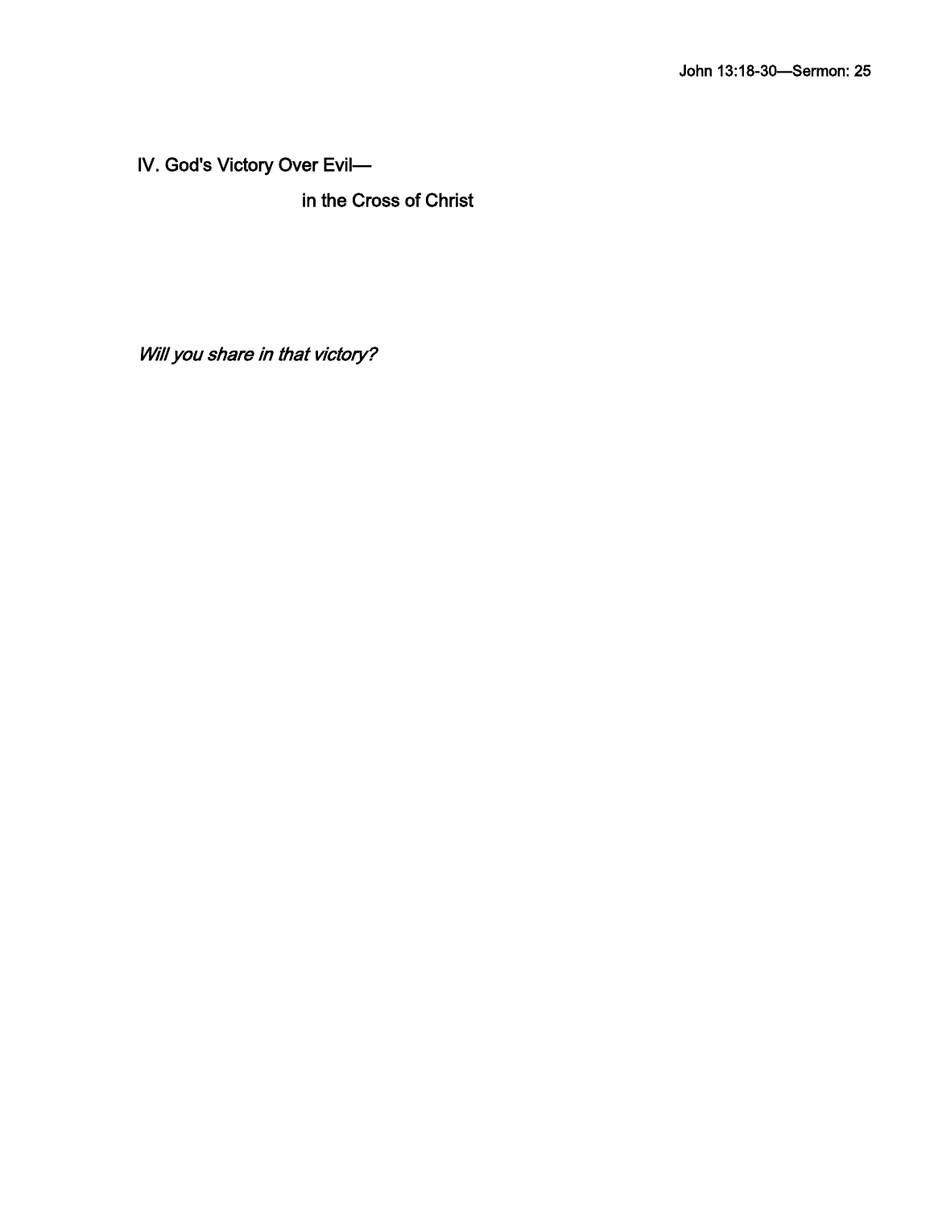## IV. God's Victory Over Evil— in the Cross of Christ

*Will you share in that victory?*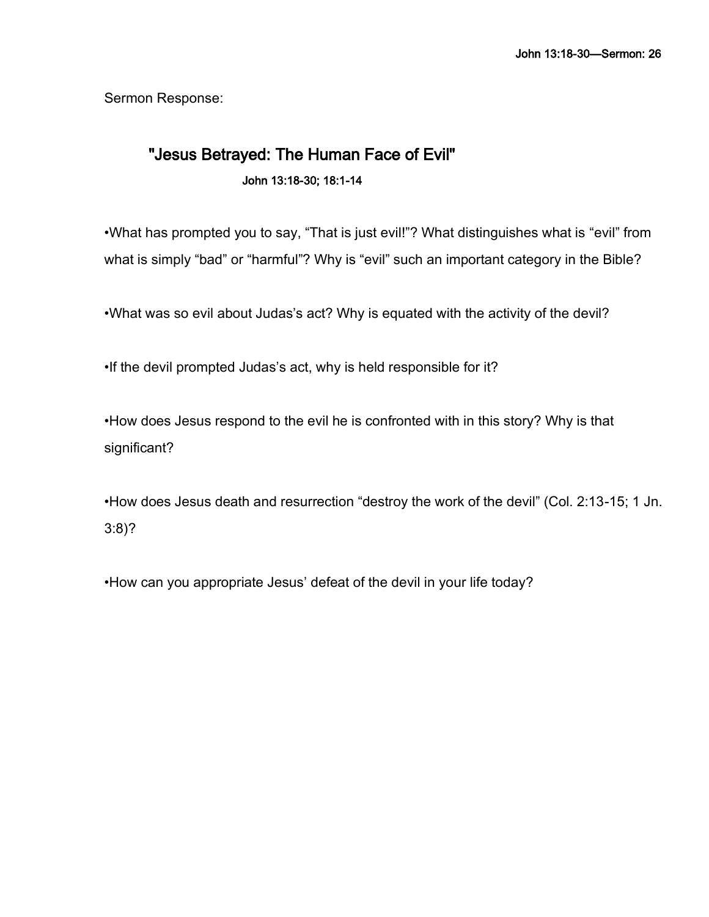Sermon Response:

## "Jesus Betrayed: The Human Face of Evil"

### John 13:18-30; 18:1-14

•What has prompted you to say, “That is just evil!”? What distinguishes what is “evil” from what is simply “bad” or “harmful”? Why is “evil” such an important category in the Bible?

•What was so evil about Judas’s act? Why is equated with the activity of the devil?

•If the devil prompted Judas’s act, why is held responsible for it?

•How does Jesus respond to the evil he is confronted with in this story? Why is that significant?

•How does Jesus death and resurrection “destroy the work of the devil” (Col. 2:13-15; 1 Jn. 3:8)?

•How can you appropriate Jesus’ defeat of the devil in your life today?